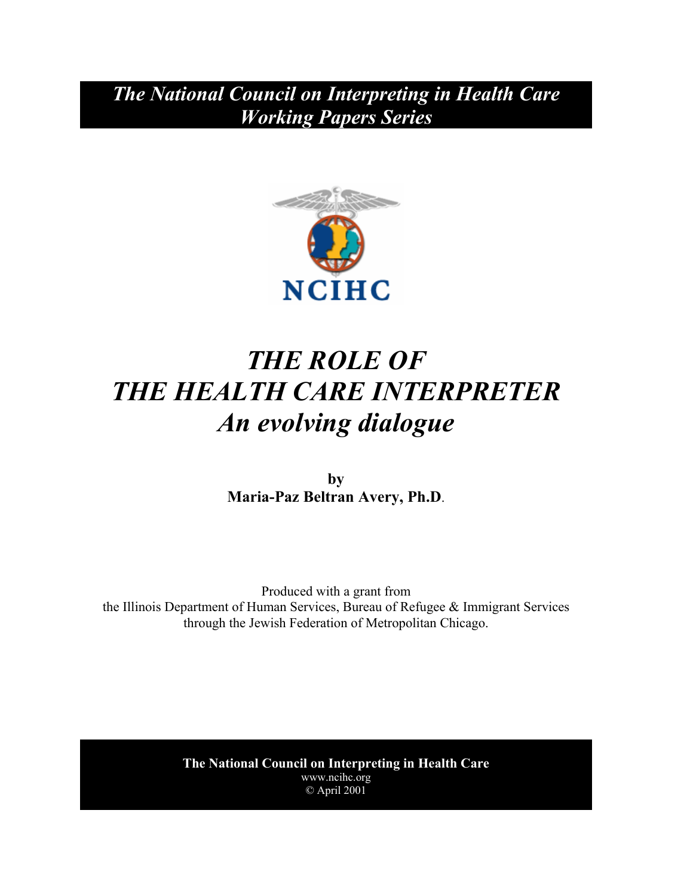***The National Council on Interpreting in Health Care Working Papers Series***

NCIHC

# *THE ROLE OF THE HEALTH CARE INTERPRETER*
## *An evolving dialogue*

**by**
**Maria-Paz Beltran Avery, Ph.D**.

Produced with a grant from
the Illinois Department of Human Services, Bureau of Refugee & Immigrant Services
through the Jewish Federation of Metropolitan Chicago.

**The National Council on Interpreting in Health Care**
www.ncihc.org
© April 2001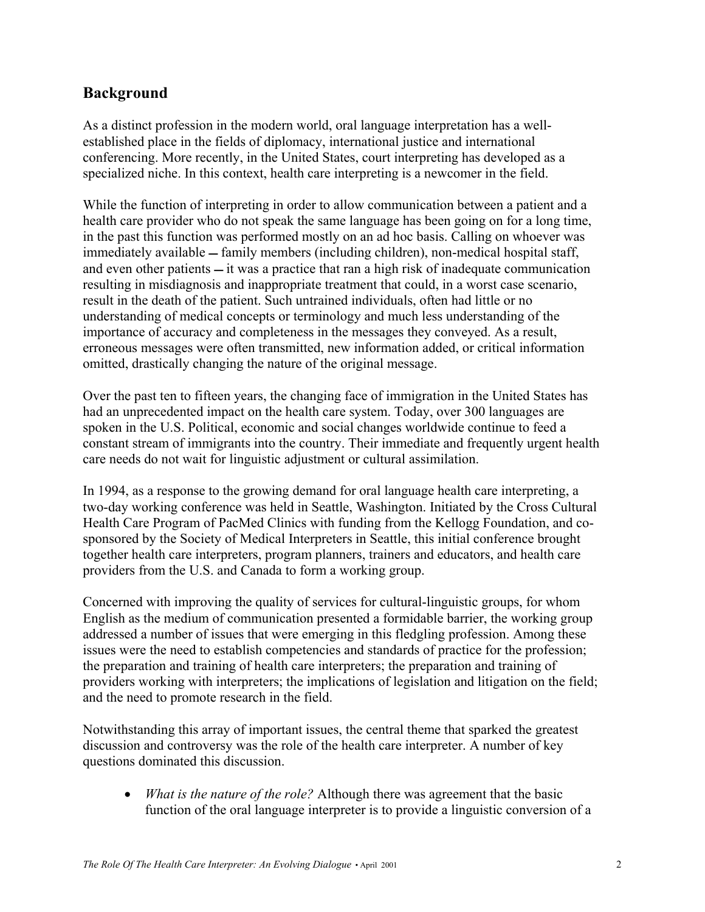## Background

As a distinct profession in the modern world, oral language interpretation has a well-established place in the fields of diplomacy, international justice and international conferencing. More recently, in the United States, court interpreting has developed as a specialized niche. In this context, health care interpreting is a newcomer in the field.

While the function of interpreting in order to allow communication between a patient and a health care provider who do not speak the same language has been going on for a long time, in the past this function was performed mostly on an ad hoc basis. Calling on whoever was immediately available — family members (including children), non-medical hospital staff, and even other patients — it was a practice that ran a high risk of inadequate communication resulting in misdiagnosis and inappropriate treatment that could, in a worst case scenario, result in the death of the patient. Such untrained individuals, often had little or no understanding of medical concepts or terminology and much less understanding of the importance of accuracy and completeness in the messages they conveyed. As a result, erroneous messages were often transmitted, new information added, or critical information omitted, drastically changing the nature of the original message.

Over the past ten to fifteen years, the changing face of immigration in the United States has had an unprecedented impact on the health care system. Today, over 300 languages are spoken in the U.S. Political, economic and social changes worldwide continue to feed a constant stream of immigrants into the country. Their immediate and frequently urgent health care needs do not wait for linguistic adjustment or cultural assimilation.

In 1994, as a response to the growing demand for oral language health care interpreting, a two-day working conference was held in Seattle, Washington. Initiated by the Cross Cultural Health Care Program of PacMed Clinics with funding from the Kellogg Foundation, and co-sponsored by the Society of Medical Interpreters in Seattle, this initial conference brought together health care interpreters, program planners, trainers and educators, and health care providers from the U.S. and Canada to form a working group.

Concerned with improving the quality of services for cultural-linguistic groups, for whom English as the medium of communication presented a formidable barrier, the working group addressed a number of issues that were emerging in this fledgling profession. Among these issues were the need to establish competencies and standards of practice for the profession; the preparation and training of health care interpreters; the preparation and training of providers working with interpreters; the implications of legislation and litigation on the field; and the need to promote research in the field.

Notwithstanding this array of important issues, the central theme that sparked the greatest discussion and controversy was the role of the health care interpreter. A number of key questions dominated this discussion.

- *What is the nature of the role?* Although there was agreement that the basic function of the oral language interpreter is to provide a linguistic conversion of a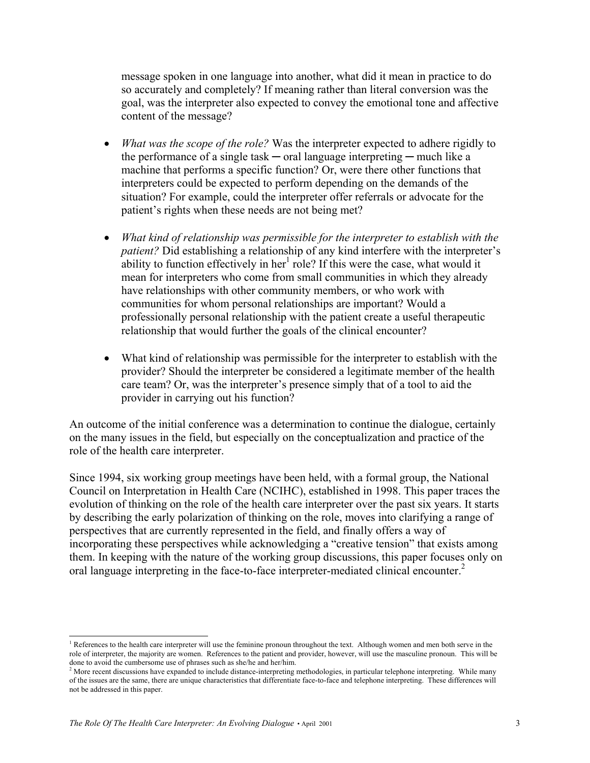message spoken in one language into another, what did it mean in practice to do so accurately and completely? If meaning rather than literal conversion was the goal, was the interpreter also expected to convey the emotional tone and affective content of the message?

- *What was the scope of the role?* Was the interpreter expected to adhere rigidly to the performance of a single task ─ oral language interpreting ─ much like a machine that performs a specific function? Or, were there other functions that interpreters could be expected to perform depending on the demands of the situation? For example, could the interpreter offer referrals or advocate for the patient's rights when these needs are not being met?

- *What kind of relationship was permissible for the interpreter to establish with the patient?* Did establishing a relationship of any kind interfere with the interpreter's ability to function effectively in her[1] role? If this were the case, what would it mean for interpreters who come from small communities in which they already have relationships with other community members, or who work with communities for whom personal relationships are important? Would a professionally personal relationship with the patient create a useful therapeutic relationship that would further the goals of the clinical encounter?

- What kind of relationship was permissible for the interpreter to establish with the provider? Should the interpreter be considered a legitimate member of the health care team? Or, was the interpreter's presence simply that of a tool to aid the provider in carrying out his function?

An outcome of the initial conference was a determination to continue the dialogue, certainly on the many issues in the field, but especially on the conceptualization and practice of the role of the health care interpreter.

Since 1994, six working group meetings have been held, with a formal group, the National Council on Interpretation in Health Care (NCIHC), established in 1998. This paper traces the evolution of thinking on the role of the health care interpreter over the past six years. It starts by describing the early polarization of thinking on the role, moves into clarifying a range of perspectives that are currently represented in the field, and finally offers a way of incorporating these perspectives while acknowledging a "creative tension" that exists among them. In keeping with the nature of the working group discussions, this paper focuses only on oral language interpreting in the face-to-face interpreter-mediated clinical encounter.[2]

---

[1] References to the health care interpreter will use the feminine pronoun throughout the text. Although women and men both serve in the role of interpreter, the majority are women. References to the patient and provider, however, will use the masculine pronoun. This will be done to avoid the cumbersome use of phrases such as she/he and her/him.

[2] More recent discussions have expanded to include distance-interpreting methodologies, in particular telephone interpreting. While many of the issues are the same, there are unique characteristics that differentiate face-to-face and telephone interpreting. These differences will not be addressed in this paper.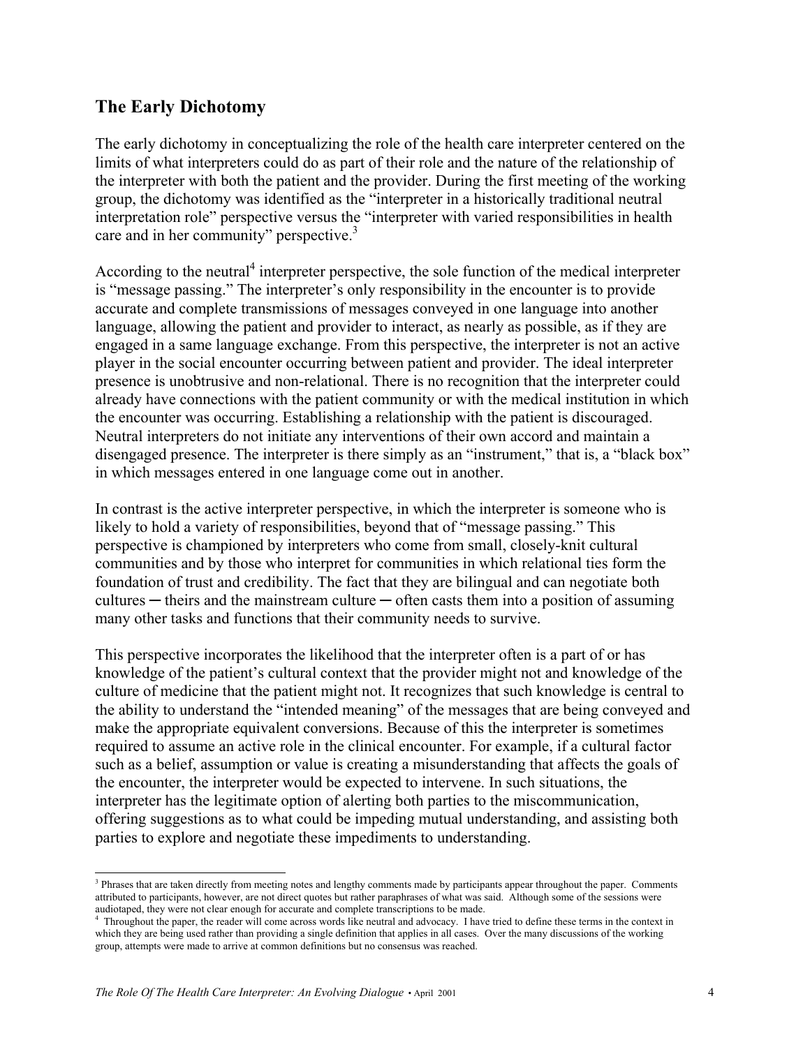## The Early Dichotomy

The early dichotomy in conceptualizing the role of the health care interpreter centered on the limits of what interpreters could do as part of their role and the nature of the relationship of the interpreter with both the patient and the provider. During the first meeting of the working group, the dichotomy was identified as the "interpreter in a historically traditional neutral interpretation role" perspective versus the "interpreter with varied responsibilities in health care and in her community" perspective.[3]

According to the neutral[4] interpreter perspective, the sole function of the medical interpreter is "message passing." The interpreter's only responsibility in the encounter is to provide accurate and complete transmissions of messages conveyed in one language into another language, allowing the patient and provider to interact, as nearly as possible, as if they are engaged in a same language exchange. From this perspective, the interpreter is not an active player in the social encounter occurring between patient and provider. The ideal interpreter presence is unobtrusive and non-relational. There is no recognition that the interpreter could already have connections with the patient community or with the medical institution in which the encounter was occurring. Establishing a relationship with the patient is discouraged. Neutral interpreters do not initiate any interventions of their own accord and maintain a disengaged presence. The interpreter is there simply as an "instrument," that is, a "black box" in which messages entered in one language come out in another.

In contrast is the active interpreter perspective, in which the interpreter is someone who is likely to hold a variety of responsibilities, beyond that of "message passing." This perspective is championed by interpreters who come from small, closely-knit cultural communities and by those who interpret for communities in which relational ties form the foundation of trust and credibility. The fact that they are bilingual and can negotiate both cultures ─ theirs and the mainstream culture ─ often casts them into a position of assuming many other tasks and functions that their community needs to survive.

This perspective incorporates the likelihood that the interpreter often is a part of or has knowledge of the patient's cultural context that the provider might not and knowledge of the culture of medicine that the patient might not. It recognizes that such knowledge is central to the ability to understand the "intended meaning" of the messages that are being conveyed and make the appropriate equivalent conversions. Because of this the interpreter is sometimes required to assume an active role in the clinical encounter. For example, if a cultural factor such as a belief, assumption or value is creating a misunderstanding that affects the goals of the encounter, the interpreter would be expected to intervene. In such situations, the interpreter has the legitimate option of alerting both parties to the miscommunication, offering suggestions as to what could be impeding mutual understanding, and assisting both parties to explore and negotiate these impediments to understanding.

---

[3] Phrases that are taken directly from meeting notes and lengthy comments made by participants appear throughout the paper. Comments attributed to participants, however, are not direct quotes but rather paraphrases of what was said. Although some of the sessions were audiotaped, they were not clear enough for accurate and complete transcriptions to be made.

[4] Throughout the paper, the reader will come across words like neutral and advocacy. I have tried to define these terms in the context in which they are being used rather than providing a single definition that applies in all cases. Over the many discussions of the working group, attempts were made to arrive at common definitions but no consensus was reached.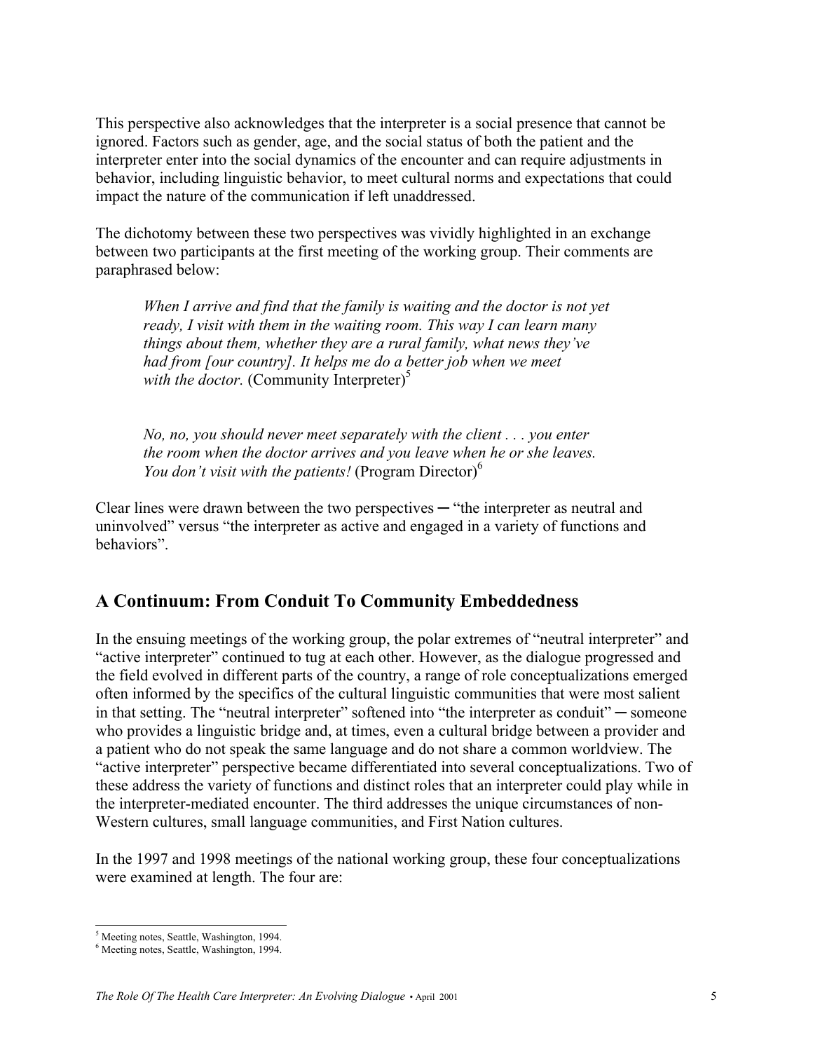This perspective also acknowledges that the interpreter is a social presence that cannot be ignored. Factors such as gender, age, and the social status of both the patient and the interpreter enter into the social dynamics of the encounter and can require adjustments in behavior, including linguistic behavior, to meet cultural norms and expectations that could impact the nature of the communication if left unaddressed.

The dichotomy between these two perspectives was vividly highlighted in an exchange between two participants at the first meeting of the working group. Their comments are paraphrased below:

> *When I arrive and find that the family is waiting and the doctor is not yet ready, I visit with them in the waiting room. This way I can learn many things about them, whether they are a rural family, what news they've had from [our country]. It helps me do a better job when we meet with the doctor.* (Community Interpreter)[5]

> *No, no, you should never meet separately with the client . . . you enter the room when the doctor arrives and you leave when he or she leaves. You don't visit with the patients!* (Program Director)[6]

Clear lines were drawn between the two perspectives ─ "the interpreter as neutral and uninvolved" versus "the interpreter as active and engaged in a variety of functions and behaviors".

## A Continuum: From Conduit To Community Embeddedness

In the ensuing meetings of the working group, the polar extremes of "neutral interpreter" and "active interpreter" continued to tug at each other. However, as the dialogue progressed and the field evolved in different parts of the country, a range of role conceptualizations emerged often informed by the specifics of the cultural linguistic communities that were most salient in that setting. The "neutral interpreter" softened into "the interpreter as conduit" ─ someone who provides a linguistic bridge and, at times, even a cultural bridge between a provider and a patient who do not speak the same language and do not share a common worldview. The "active interpreter" perspective became differentiated into several conceptualizations. Two of these address the variety of functions and distinct roles that an interpreter could play while in the interpreter-mediated encounter. The third addresses the unique circumstances of non-Western cultures, small language communities, and First Nation cultures.

In the 1997 and 1998 meetings of the national working group, these four conceptualizations were examined at length. The four are:

---

[5] Meeting notes, Seattle, Washington, 1994.

[6] Meeting notes, Seattle, Washington, 1994.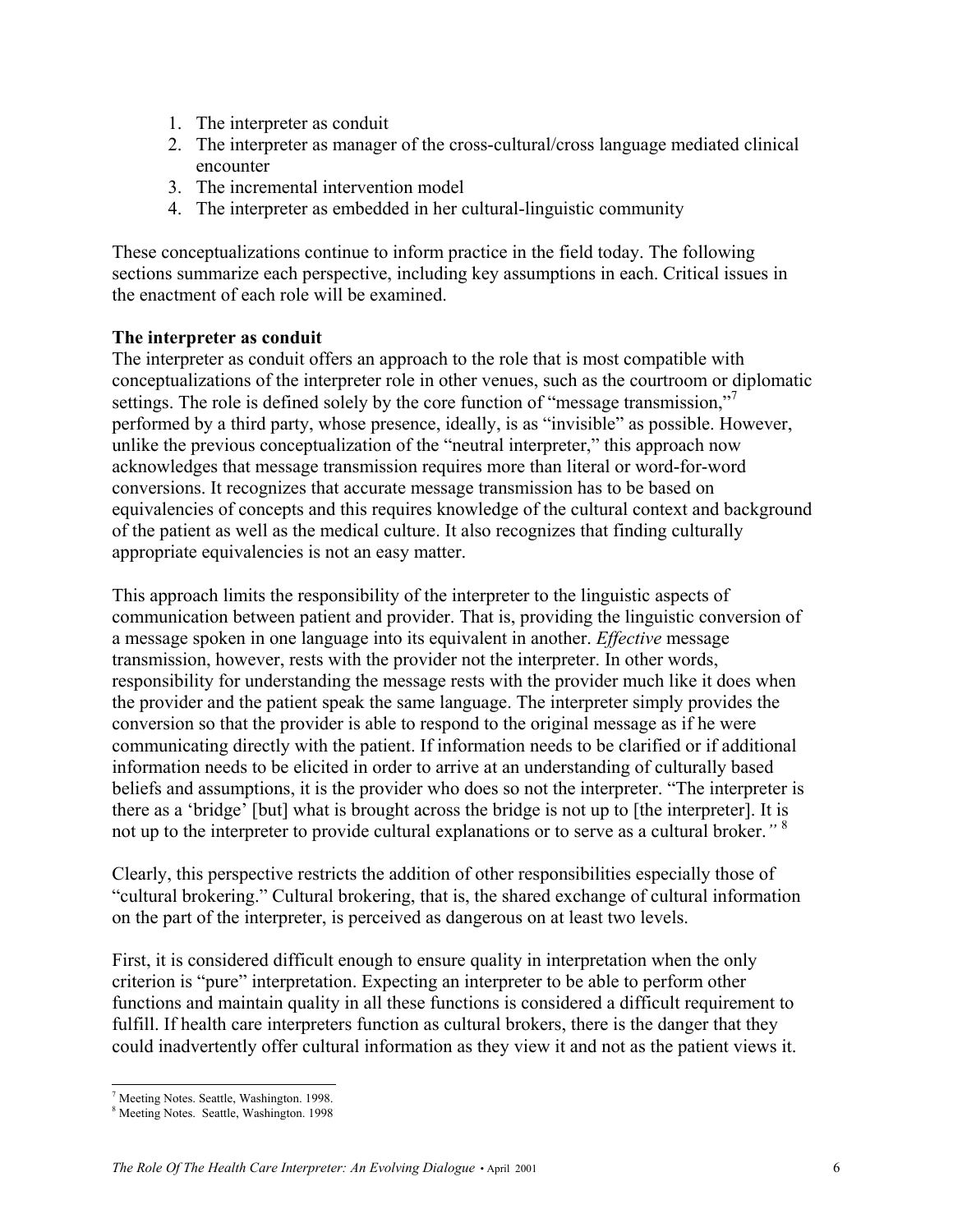1. The interpreter as conduit
2. The interpreter as manager of the cross-cultural/cross language mediated clinical encounter
3. The incremental intervention model
4. The interpreter as embedded in her cultural-linguistic community

These conceptualizations continue to inform practice in the field today. The following sections summarize each perspective, including key assumptions in each. Critical issues in the enactment of each role will be examined.

**The interpreter as conduit**

The interpreter as conduit offers an approach to the role that is most compatible with conceptualizations of the interpreter role in other venues, such as the courtroom or diplomatic settings. The role is defined solely by the core function of "message transmission,"[7] performed by a third party, whose presence, ideally, is as "invisible" as possible. However, unlike the previous conceptualization of the "neutral interpreter," this approach now acknowledges that message transmission requires more than literal or word-for-word conversions. It recognizes that accurate message transmission has to be based on equivalencies of concepts and this requires knowledge of the cultural context and background of the patient as well as the medical culture. It also recognizes that finding culturally appropriate equivalencies is not an easy matter.

This approach limits the responsibility of the interpreter to the linguistic aspects of communication between patient and provider. That is, providing the linguistic conversion of a message spoken in one language into its equivalent in another. *Effective* message transmission, however, rests with the provider not the interpreter. In other words, responsibility for understanding the message rests with the provider much like it does when the provider and the patient speak the same language. The interpreter simply provides the conversion so that the provider is able to respond to the original message as if he were communicating directly with the patient. If information needs to be clarified or if additional information needs to be elicited in order to arrive at an understanding of culturally based beliefs and assumptions, it is the provider who does so not the interpreter. "The interpreter is there as a 'bridge' [but] what is brought across the bridge is not up to [the interpreter]. It is not up to the interpreter to provide cultural explanations or to serve as a cultural broker*."* [8]

Clearly, this perspective restricts the addition of other responsibilities especially those of "cultural brokering." Cultural brokering, that is, the shared exchange of cultural information on the part of the interpreter, is perceived as dangerous on at least two levels.

First, it is considered difficult enough to ensure quality in interpretation when the only criterion is "pure" interpretation. Expecting an interpreter to be able to perform other functions and maintain quality in all these functions is considered a difficult requirement to fulfill. If health care interpreters function as cultural brokers, there is the danger that they could inadvertently offer cultural information as they view it and not as the patient views it.

---

[7] Meeting Notes. Seattle, Washington. 1998.

[8] Meeting Notes. Seattle, Washington. 1998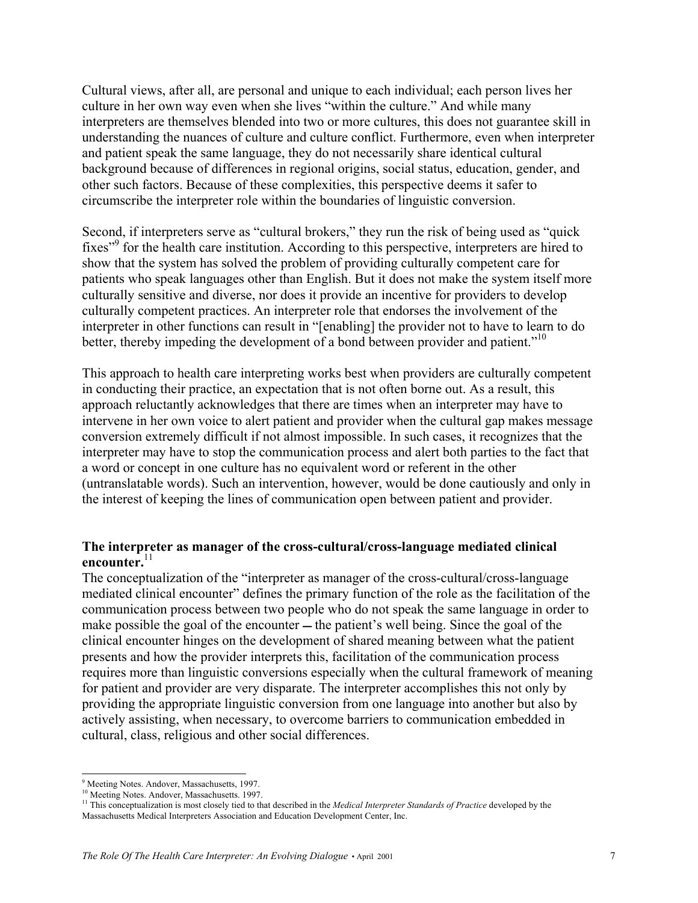Cultural views, after all, are personal and unique to each individual; each person lives her culture in her own way even when she lives "within the culture." And while many interpreters are themselves blended into two or more cultures, this does not guarantee skill in understanding the nuances of culture and culture conflict. Furthermore, even when interpreter and patient speak the same language, they do not necessarily share identical cultural background because of differences in regional origins, social status, education, gender, and other such factors. Because of these complexities, this perspective deems it safer to circumscribe the interpreter role within the boundaries of linguistic conversion.

Second, if interpreters serve as "cultural brokers," they run the risk of being used as "quick fixes"[9] for the health care institution. According to this perspective, interpreters are hired to show that the system has solved the problem of providing culturally competent care for patients who speak languages other than English. But it does not make the system itself more culturally sensitive and diverse, nor does it provide an incentive for providers to develop culturally competent practices. An interpreter role that endorses the involvement of the interpreter in other functions can result in "[enabling] the provider not to have to learn to do better, thereby impeding the development of a bond between provider and patient."[10]

This approach to health care interpreting works best when providers are culturally competent in conducting their practice, an expectation that is not often borne out. As a result, this approach reluctantly acknowledges that there are times when an interpreter may have to intervene in her own voice to alert patient and provider when the cultural gap makes message conversion extremely difficult if not almost impossible. In such cases, it recognizes that the interpreter may have to stop the communication process and alert both parties to the fact that a word or concept in one culture has no equivalent word or referent in the other (untranslatable words). Such an intervention, however, would be done cautiously and only in the interest of keeping the lines of communication open between patient and provider.

**The interpreter as manager of the cross-cultural/cross-language mediated clinical encounter.**[11]

The conceptualization of the "interpreter as manager of the cross-cultural/cross-language mediated clinical encounter" defines the primary function of the role as the facilitation of the communication process between two people who do not speak the same language in order to make possible the goal of the encounter – the patient's well being. Since the goal of the clinical encounter hinges on the development of shared meaning between what the patient presents and how the provider interprets this, facilitation of the communication process requires more than linguistic conversions especially when the cultural framework of meaning for patient and provider are very disparate. The interpreter accomplishes this not only by providing the appropriate linguistic conversion from one language into another but also by actively assisting, when necessary, to overcome barriers to communication embedded in cultural, class, religious and other social differences.

---

[9] Meeting Notes. Andover, Massachusetts, 1997.

[10] Meeting Notes. Andover, Massachusetts. 1997.

[11] This conceptualization is most closely tied to that described in the *Medical Interpreter Standards of Practice* developed by the Massachusetts Medical Interpreters Association and Education Development Center, Inc.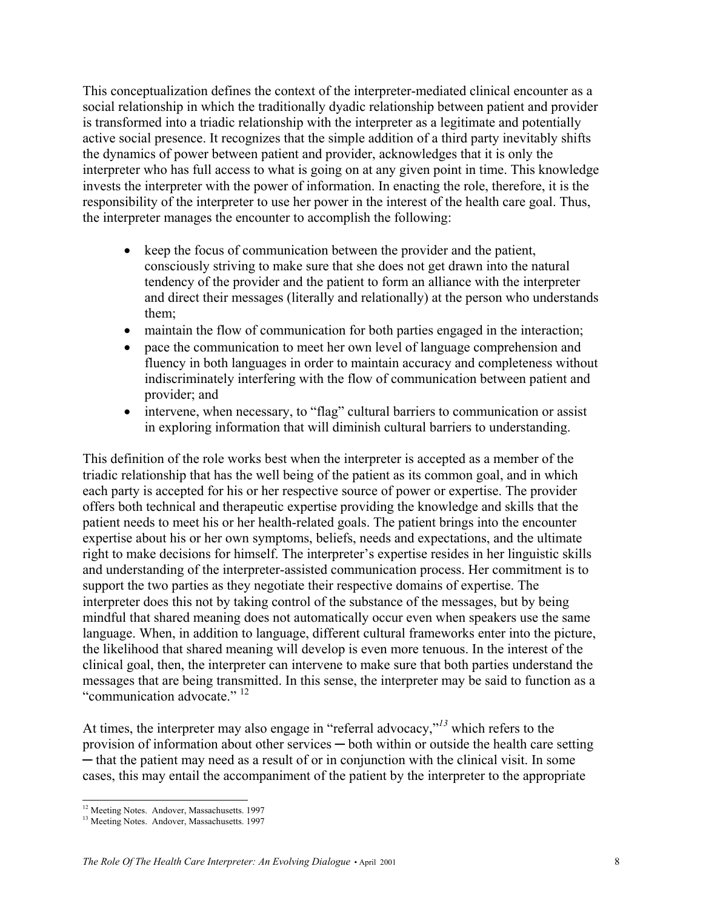This conceptualization defines the context of the interpreter-mediated clinical encounter as a social relationship in which the traditionally dyadic relationship between patient and provider is transformed into a triadic relationship with the interpreter as a legitimate and potentially active social presence. It recognizes that the simple addition of a third party inevitably shifts the dynamics of power between patient and provider, acknowledges that it is only the interpreter who has full access to what is going on at any given point in time. This knowledge invests the interpreter with the power of information. In enacting the role, therefore, it is the responsibility of the interpreter to use her power in the interest of the health care goal. Thus, the interpreter manages the encounter to accomplish the following:

- keep the focus of communication between the provider and the patient, consciously striving to make sure that she does not get drawn into the natural tendency of the provider and the patient to form an alliance with the interpreter and direct their messages (literally and relationally) at the person who understands them;
- maintain the flow of communication for both parties engaged in the interaction;
- pace the communication to meet her own level of language comprehension and fluency in both languages in order to maintain accuracy and completeness without indiscriminately interfering with the flow of communication between patient and provider; and
- intervene, when necessary, to "flag" cultural barriers to communication or assist in exploring information that will diminish cultural barriers to understanding.

This definition of the role works best when the interpreter is accepted as a member of the triadic relationship that has the well being of the patient as its common goal, and in which each party is accepted for his or her respective source of power or expertise. The provider offers both technical and therapeutic expertise providing the knowledge and skills that the patient needs to meet his or her health-related goals. The patient brings into the encounter expertise about his or her own symptoms, beliefs, needs and expectations, and the ultimate right to make decisions for himself. The interpreter's expertise resides in her linguistic skills and understanding of the interpreter-assisted communication process. Her commitment is to support the two parties as they negotiate their respective domains of expertise. The interpreter does this not by taking control of the substance of the messages, but by being mindful that shared meaning does not automatically occur even when speakers use the same language. When, in addition to language, different cultural frameworks enter into the picture, the likelihood that shared meaning will develop is even more tenuous. In the interest of the clinical goal, then, the interpreter can intervene to make sure that both parties understand the messages that are being transmitted. In this sense, the interpreter may be said to function as a "communication advocate." [12]

At times, the interpreter may also engage in "referral advocacy,"[13] which refers to the provision of information about other services ─ both within or outside the health care setting ─ that the patient may need as a result of or in conjunction with the clinical visit. In some cases, this may entail the accompaniment of the patient by the interpreter to the appropriate

---

[12] Meeting Notes. Andover, Massachusetts. 1997

[13] Meeting Notes. Andover, Massachusetts. 1997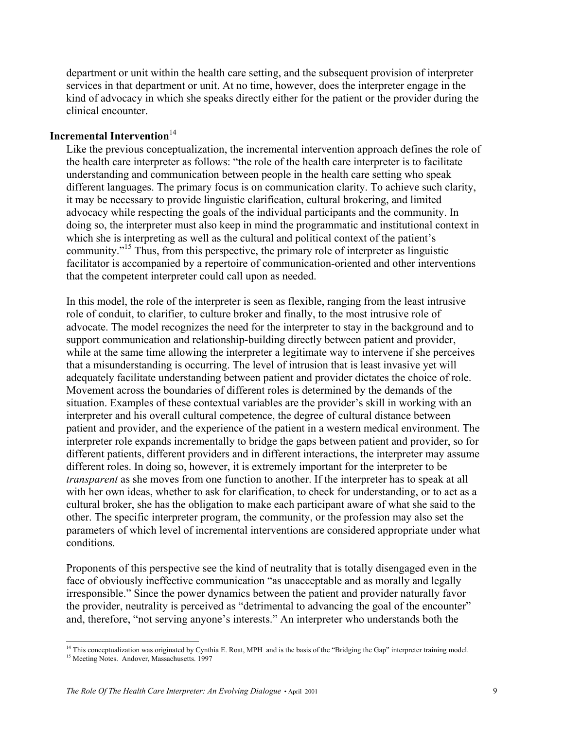department or unit within the health care setting, and the subsequent provision of interpreter services in that department or unit. At no time, however, does the interpreter engage in the kind of advocacy in which she speaks directly either for the patient or the provider during the clinical encounter.

### Incremental Intervention[14]

Like the previous conceptualization, the incremental intervention approach defines the role of the health care interpreter as follows: "the role of the health care interpreter is to facilitate understanding and communication between people in the health care setting who speak different languages. The primary focus is on communication clarity. To achieve such clarity, it may be necessary to provide linguistic clarification, cultural brokering, and limited advocacy while respecting the goals of the individual participants and the community. In doing so, the interpreter must also keep in mind the programmatic and institutional context in which she is interpreting as well as the cultural and political context of the patient's community."[15] Thus, from this perspective, the primary role of interpreter as linguistic facilitator is accompanied by a repertoire of communication-oriented and other interventions that the competent interpreter could call upon as needed.

In this model, the role of the interpreter is seen as flexible, ranging from the least intrusive role of conduit, to clarifier, to culture broker and finally, to the most intrusive role of advocate. The model recognizes the need for the interpreter to stay in the background and to support communication and relationship-building directly between patient and provider, while at the same time allowing the interpreter a legitimate way to intervene if she perceives that a misunderstanding is occurring. The level of intrusion that is least invasive yet will adequately facilitate understanding between patient and provider dictates the choice of role. Movement across the boundaries of different roles is determined by the demands of the situation. Examples of these contextual variables are the provider's skill in working with an interpreter and his overall cultural competence, the degree of cultural distance between patient and provider, and the experience of the patient in a western medical environment. The interpreter role expands incrementally to bridge the gaps between patient and provider, so for different patients, different providers and in different interactions, the interpreter may assume different roles. In doing so, however, it is extremely important for the interpreter to be *transparent* as she moves from one function to another. If the interpreter has to speak at all with her own ideas, whether to ask for clarification, to check for understanding, or to act as a cultural broker, she has the obligation to make each participant aware of what she said to the other. The specific interpreter program, the community, or the profession may also set the parameters of which level of incremental interventions are considered appropriate under what conditions.

Proponents of this perspective see the kind of neutrality that is totally disengaged even in the face of obviously ineffective communication "as unacceptable and as morally and legally irresponsible." Since the power dynamics between the patient and provider naturally favor the provider, neutrality is perceived as "detrimental to advancing the goal of the encounter" and, therefore, "not serving anyone's interests." An interpreter who understands both the

---

[14] This conceptualization was originated by Cynthia E. Roat, MPH and is the basis of the "Bridging the Gap" interpreter training model.

[15] Meeting Notes. Andover, Massachusetts. 1997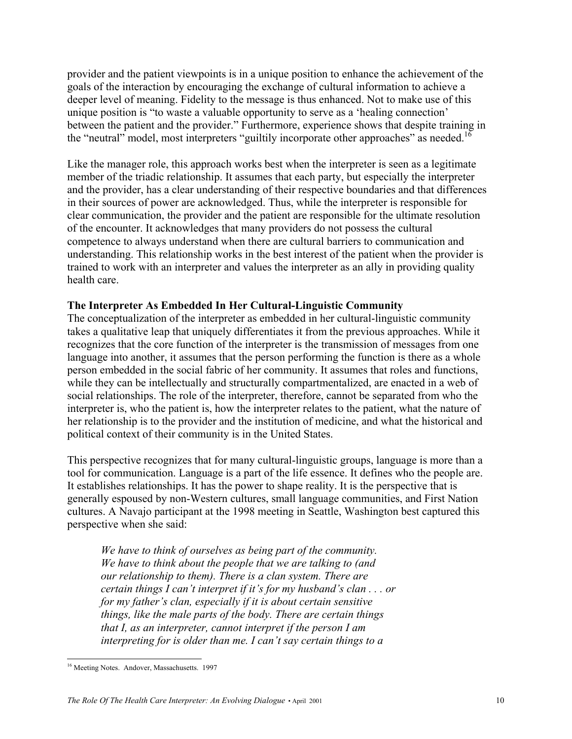provider and the patient viewpoints is in a unique position to enhance the achievement of the goals of the interaction by encouraging the exchange of cultural information to achieve a deeper level of meaning. Fidelity to the message is thus enhanced. Not to make use of this unique position is "to waste a valuable opportunity to serve as a 'healing connection' between the patient and the provider." Furthermore, experience shows that despite training in the "neutral" model, most interpreters "guiltily incorporate other approaches" as needed.[16]

Like the manager role, this approach works best when the interpreter is seen as a legitimate member of the triadic relationship. It assumes that each party, but especially the interpreter and the provider, has a clear understanding of their respective boundaries and that differences in their sources of power are acknowledged. Thus, while the interpreter is responsible for clear communication, the provider and the patient are responsible for the ultimate resolution of the encounter. It acknowledges that many providers do not possess the cultural competence to always understand when there are cultural barriers to communication and understanding. This relationship works in the best interest of the patient when the provider is trained to work with an interpreter and values the interpreter as an ally in providing quality health care.

**The Interpreter As Embedded In Her Cultural-Linguistic Community**

The conceptualization of the interpreter as embedded in her cultural-linguistic community takes a qualitative leap that uniquely differentiates it from the previous approaches. While it recognizes that the core function of the interpreter is the transmission of messages from one language into another, it assumes that the person performing the function is there as a whole person embedded in the social fabric of her community. It assumes that roles and functions, while they can be intellectually and structurally compartmentalized, are enacted in a web of social relationships. The role of the interpreter, therefore, cannot be separated from who the interpreter is, who the patient is, how the interpreter relates to the patient, what the nature of her relationship is to the provider and the institution of medicine, and what the historical and political context of their community is in the United States.

This perspective recognizes that for many cultural-linguistic groups, language is more than a tool for communication. Language is a part of the life essence. It defines who the people are. It establishes relationships. It has the power to shape reality. It is the perspective that is generally espoused by non-Western cultures, small language communities, and First Nation cultures. A Navajo participant at the 1998 meeting in Seattle, Washington best captured this perspective when she said:

> *We have to think of ourselves as being part of the community. We have to think about the people that we are talking to (and our relationship to them). There is a clan system. There are certain things I can't interpret if it's for my husband's clan . . . or for my father's clan, especially if it is about certain sensitive things, like the male parts of the body. There are certain things that I, as an interpreter, cannot interpret if the person I am interpreting for is older than me. I can't say certain things to a*

[16] Meeting Notes. Andover, Massachusetts. 1997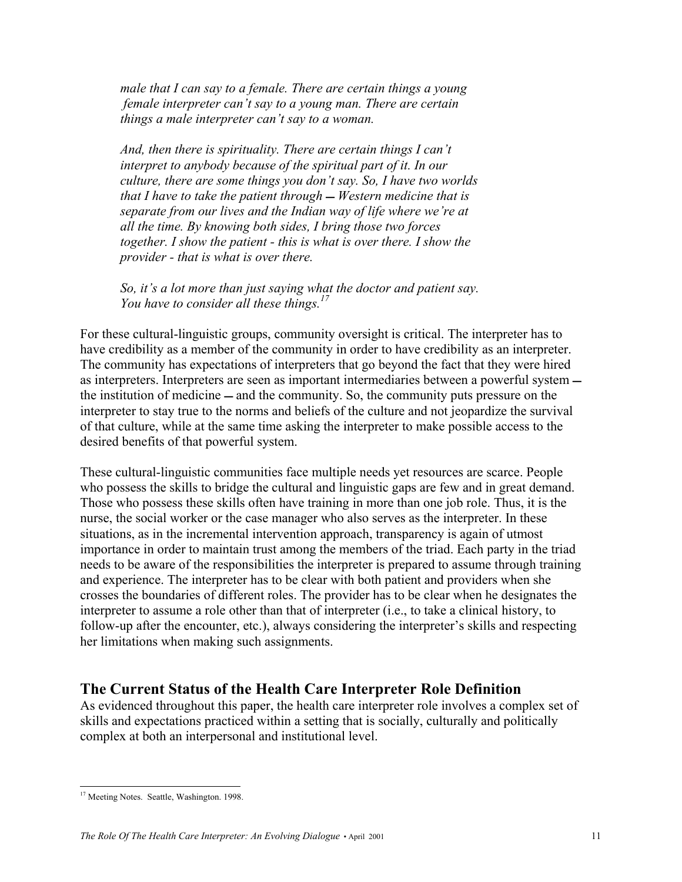*male that I can say to a female. There are certain things a young female interpreter can't say to a young man. There are certain things a male interpreter can't say to a woman.*

*And, then there is spirituality. There are certain things I can't interpret to anybody because of the spiritual part of it. In our culture, there are some things you don't say. So, I have two worlds that I have to take the patient through — Western medicine that is separate from our lives and the Indian way of life where we're at all the time. By knowing both sides, I bring those two forces together. I show the patient - this is what is over there. I show the provider - that is what is over there.*

*So, it's a lot more than just saying what the doctor and patient say. You have to consider all these things.*[17]

For these cultural-linguistic groups, community oversight is critical. The interpreter has to have credibility as a member of the community in order to have credibility as an interpreter. The community has expectations of interpreters that go beyond the fact that they were hired as interpreters. Interpreters are seen as important intermediaries between a powerful system — the institution of medicine — and the community. So, the community puts pressure on the interpreter to stay true to the norms and beliefs of the culture and not jeopardize the survival of that culture, while at the same time asking the interpreter to make possible access to the desired benefits of that powerful system.

These cultural-linguistic communities face multiple needs yet resources are scarce. People who possess the skills to bridge the cultural and linguistic gaps are few and in great demand. Those who possess these skills often have training in more than one job role. Thus, it is the nurse, the social worker or the case manager who also serves as the interpreter. In these situations, as in the incremental intervention approach, transparency is again of utmost importance in order to maintain trust among the members of the triad. Each party in the triad needs to be aware of the responsibilities the interpreter is prepared to assume through training and experience. The interpreter has to be clear with both patient and providers when she crosses the boundaries of different roles. The provider has to be clear when he designates the interpreter to assume a role other than that of interpreter (i.e., to take a clinical history, to follow-up after the encounter, etc.), always considering the interpreter's skills and respecting her limitations when making such assignments.

## The Current Status of the Health Care Interpreter Role Definition

As evidenced throughout this paper, the health care interpreter role involves a complex set of skills and expectations practiced within a setting that is socially, culturally and politically complex at both an interpersonal and institutional level.

[17] Meeting Notes. Seattle, Washington. 1998.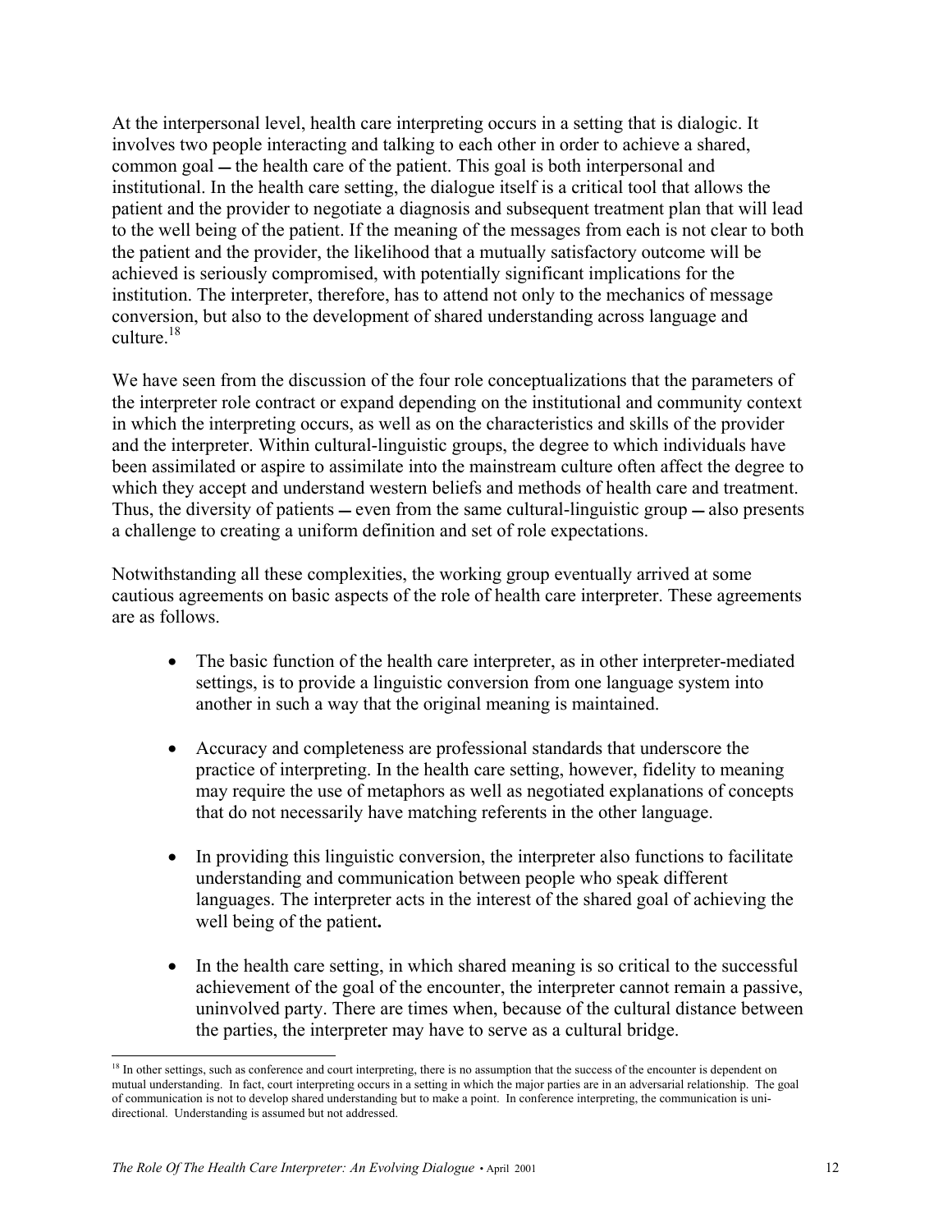At the interpersonal level, health care interpreting occurs in a setting that is dialogic. It involves two people interacting and talking to each other in order to achieve a shared, common goal — the health care of the patient. This goal is both interpersonal and institutional. In the health care setting, the dialogue itself is a critical tool that allows the patient and the provider to negotiate a diagnosis and subsequent treatment plan that will lead to the well being of the patient. If the meaning of the messages from each is not clear to both the patient and the provider, the likelihood that a mutually satisfactory outcome will be achieved is seriously compromised, with potentially significant implications for the institution. The interpreter, therefore, has to attend not only to the mechanics of message conversion, but also to the development of shared understanding across language and culture.[18]

We have seen from the discussion of the four role conceptualizations that the parameters of the interpreter role contract or expand depending on the institutional and community context in which the interpreting occurs, as well as on the characteristics and skills of the provider and the interpreter. Within cultural-linguistic groups, the degree to which individuals have been assimilated or aspire to assimilate into the mainstream culture often affect the degree to which they accept and understand western beliefs and methods of health care and treatment. Thus, the diversity of patients — even from the same cultural-linguistic group — also presents a challenge to creating a uniform definition and set of role expectations.

Notwithstanding all these complexities, the working group eventually arrived at some cautious agreements on basic aspects of the role of health care interpreter. These agreements are as follows.

- The basic function of the health care interpreter, as in other interpreter-mediated settings, is to provide a linguistic conversion from one language system into another in such a way that the original meaning is maintained.

- Accuracy and completeness are professional standards that underscore the practice of interpreting. In the health care setting, however, fidelity to meaning may require the use of metaphors as well as negotiated explanations of concepts that do not necessarily have matching referents in the other language.

- In providing this linguistic conversion, the interpreter also functions to facilitate understanding and communication between people who speak different languages. The interpreter acts in the interest of the shared goal of achieving the well being of the patient**.**

- In the health care setting, in which shared meaning is so critical to the successful achievement of the goal of the encounter, the interpreter cannot remain a passive, uninvolved party. There are times when, because of the cultural distance between the parties, the interpreter may have to serve as a cultural bridge.

---

[18] In other settings, such as conference and court interpreting, there is no assumption that the success of the encounter is dependent on mutual understanding. In fact, court interpreting occurs in a setting in which the major parties are in an adversarial relationship. The goal of communication is not to develop shared understanding but to make a point. In conference interpreting, the communication is uni-directional. Understanding is assumed but not addressed.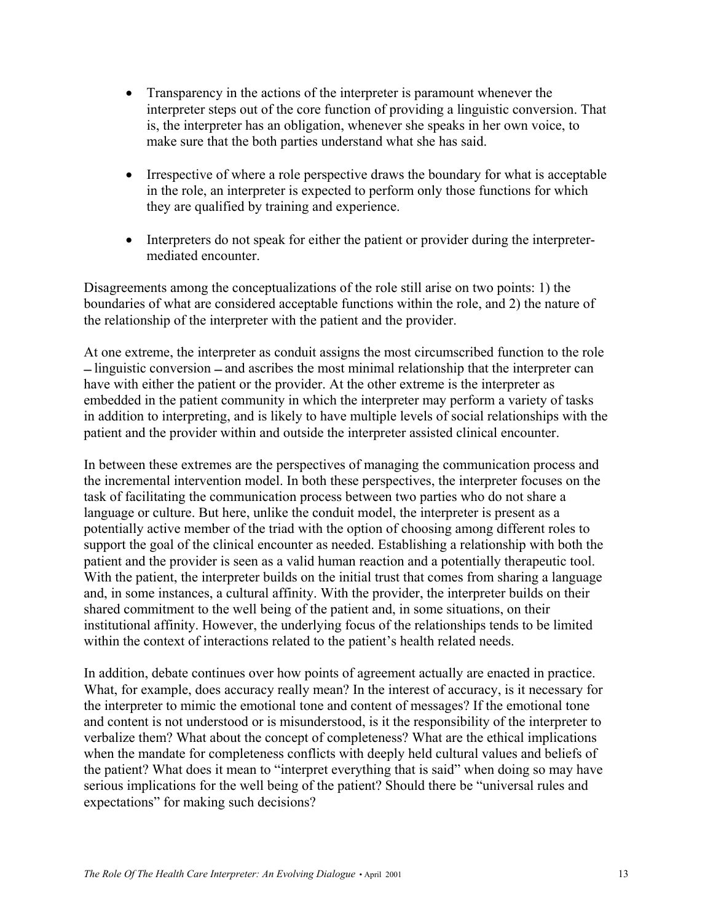- Transparency in the actions of the interpreter is paramount whenever the interpreter steps out of the core function of providing a linguistic conversion. That is, the interpreter has an obligation, whenever she speaks in her own voice, to make sure that the both parties understand what she has said.

- Irrespective of where a role perspective draws the boundary for what is acceptable in the role, an interpreter is expected to perform only those functions for which they are qualified by training and experience.

- Interpreters do not speak for either the patient or provider during the interpreter-mediated encounter.

Disagreements among the conceptualizations of the role still arise on two points: 1) the boundaries of what are considered acceptable functions within the role, and 2) the nature of the relationship of the interpreter with the patient and the provider.

At one extreme, the interpreter as conduit assigns the most circumscribed function to the role – linguistic conversion – and ascribes the most minimal relationship that the interpreter can have with either the patient or the provider. At the other extreme is the interpreter as embedded in the patient community in which the interpreter may perform a variety of tasks in addition to interpreting, and is likely to have multiple levels of social relationships with the patient and the provider within and outside the interpreter assisted clinical encounter.

In between these extremes are the perspectives of managing the communication process and the incremental intervention model. In both these perspectives, the interpreter focuses on the task of facilitating the communication process between two parties who do not share a language or culture. But here, unlike the conduit model, the interpreter is present as a potentially active member of the triad with the option of choosing among different roles to support the goal of the clinical encounter as needed. Establishing a relationship with both the patient and the provider is seen as a valid human reaction and a potentially therapeutic tool. With the patient, the interpreter builds on the initial trust that comes from sharing a language and, in some instances, a cultural affinity. With the provider, the interpreter builds on their shared commitment to the well being of the patient and, in some situations, on their institutional affinity. However, the underlying focus of the relationships tends to be limited within the context of interactions related to the patient's health related needs.

In addition, debate continues over how points of agreement actually are enacted in practice. What, for example, does accuracy really mean? In the interest of accuracy, is it necessary for the interpreter to mimic the emotional tone and content of messages? If the emotional tone and content is not understood or is misunderstood, is it the responsibility of the interpreter to verbalize them? What about the concept of completeness? What are the ethical implications when the mandate for completeness conflicts with deeply held cultural values and beliefs of the patient? What does it mean to "interpret everything that is said" when doing so may have serious implications for the well being of the patient? Should there be "universal rules and expectations" for making such decisions?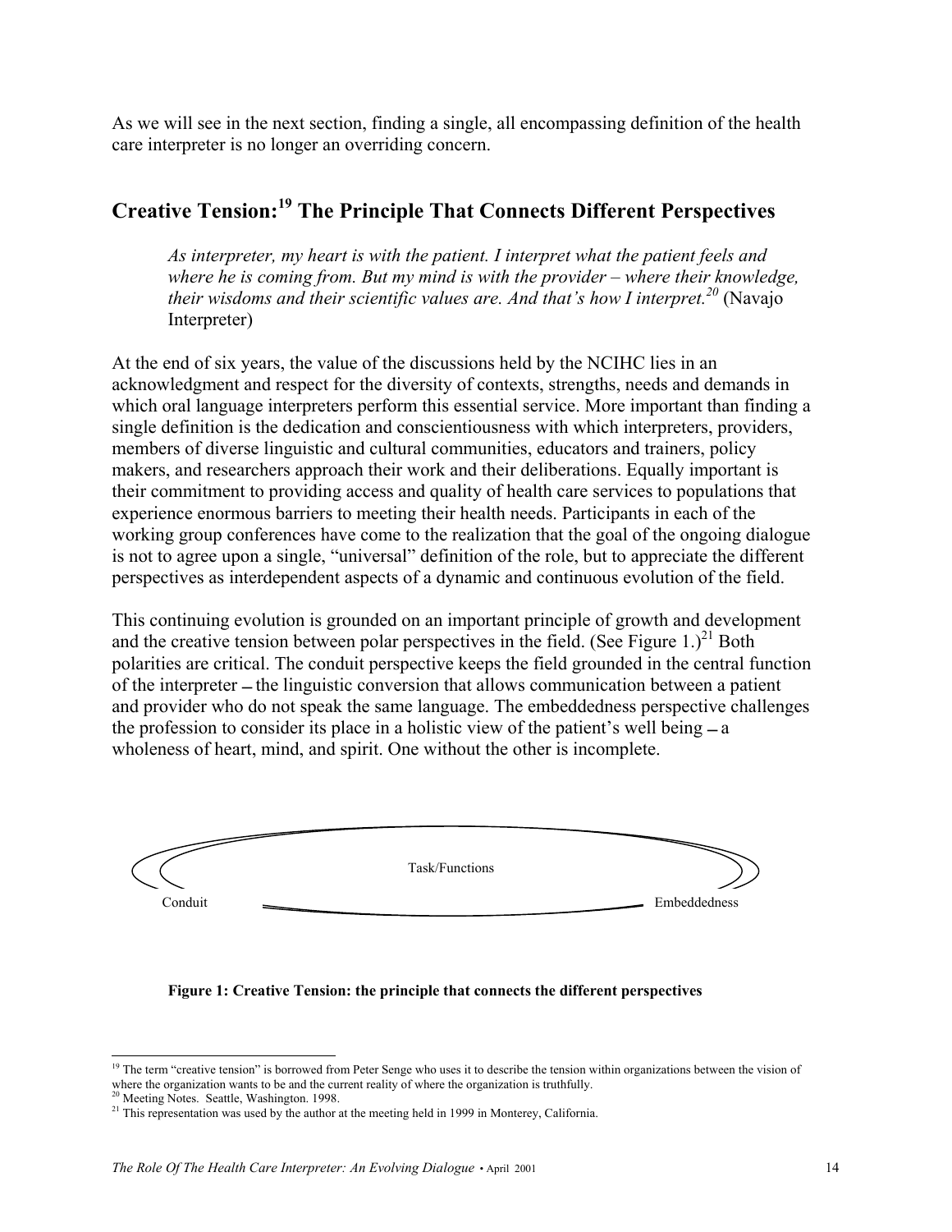As we will see in the next section, finding a single, all encompassing definition of the health care interpreter is no longer an overriding concern.

## Creative Tension:[19] The Principle That Connects Different Perspectives

> *As interpreter, my heart is with the patient. I interpret what the patient feels and where he is coming from. But my mind is with the provider – where their knowledge, their wisdoms and their scientific values are. And that's how I interpret.*[20] (Navajo Interpreter)

At the end of six years, the value of the discussions held by the NCIHC lies in an acknowledgment and respect for the diversity of contexts, strengths, needs and demands in which oral language interpreters perform this essential service. More important than finding a single definition is the dedication and conscientiousness with which interpreters, providers, members of diverse linguistic and cultural communities, educators and trainers, policy makers, and researchers approach their work and their deliberations. Equally important is their commitment to providing access and quality of health care services to populations that experience enormous barriers to meeting their health needs. Participants in each of the working group conferences have come to the realization that the goal of the ongoing dialogue is not to agree upon a single, "universal" definition of the role, but to appreciate the different perspectives as interdependent aspects of a dynamic and continuous evolution of the field.

This continuing evolution is grounded on an important principle of growth and development and the creative tension between polar perspectives in the field. (See Figure 1.)[21] Both polarities are critical. The conduit perspective keeps the field grounded in the central function of the interpreter – the linguistic conversion that allows communication between a patient and provider who do not speak the same language. The embeddedness perspective challenges the profession to consider its place in a holistic view of the patient's well being – a wholeness of heart, mind, and spirit. One without the other is incomplete.

Task/Functions

Conduit — Embeddedness

**Figure 1: Creative Tension: the principle that connects the different perspectives**

---

[19] The term "creative tension" is borrowed from Peter Senge who uses it to describe the tension within organizations between the vision of where the organization wants to be and the current reality of where the organization is truthfully.

[20] Meeting Notes. Seattle, Washington. 1998.

[21] This representation was used by the author at the meeting held in 1999 in Monterey, California.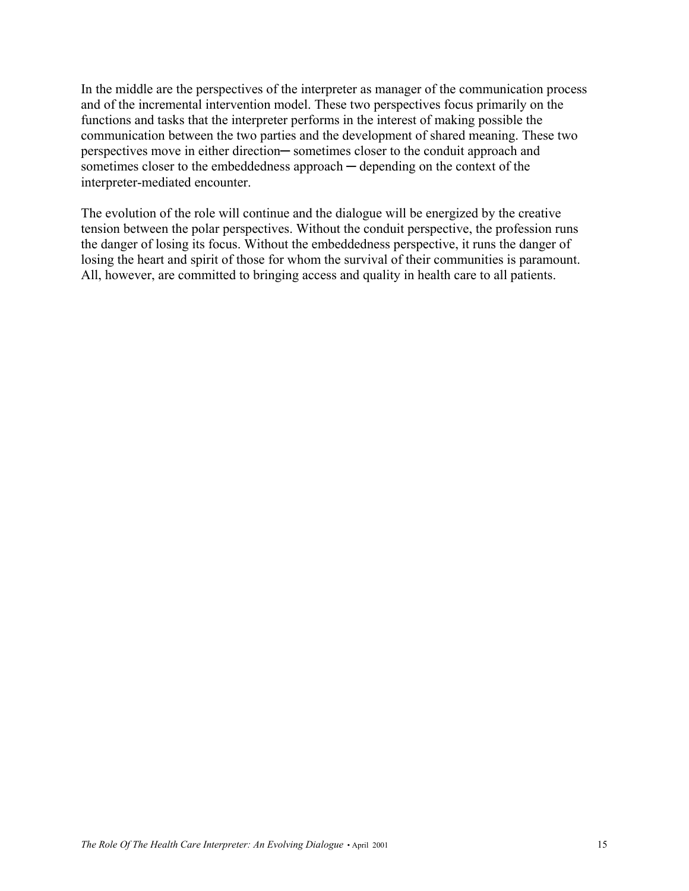In the middle are the perspectives of the interpreter as manager of the communication process and of the incremental intervention model. These two perspectives focus primarily on the functions and tasks that the interpreter performs in the interest of making possible the communication between the two parties and the development of shared meaning. These two perspectives move in either direction─ sometimes closer to the conduit approach and sometimes closer to the embeddedness approach ─ depending on the context of the interpreter-mediated encounter.

The evolution of the role will continue and the dialogue will be energized by the creative tension between the polar perspectives. Without the conduit perspective, the profession runs the danger of losing its focus. Without the embeddedness perspective, it runs the danger of losing the heart and spirit of those for whom the survival of their communities is paramount. All, however, are committed to bringing access and quality in health care to all patients.